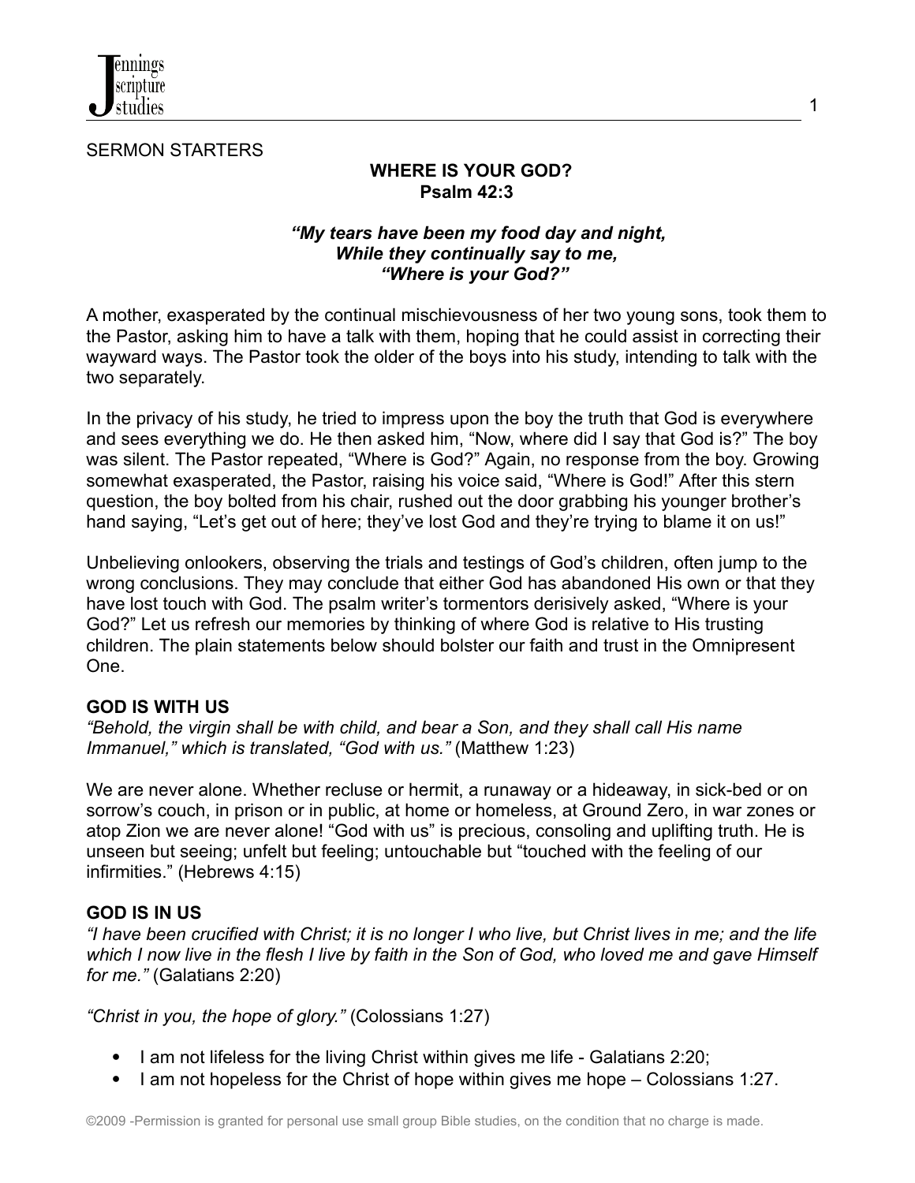SERMON STARTERS

## WHERE IS YOUR GOD?
## Psalm 42:3

***"My tears have been my food day and night,
While they continually say to me,
"Where is your God?""***

A mother, exasperated by the continual mischievousness of her two young sons, took them to the Pastor, asking him to have a talk with them, hoping that he could assist in correcting their wayward ways. The Pastor took the older of the boys into his study, intending to talk with the two separately.

In the privacy of his study, he tried to impress upon the boy the truth that God is everywhere and sees everything we do. He then asked him, "Now, where did I say that God is?" The boy was silent. The Pastor repeated, "Where is God?" Again, no response from the boy. Growing somewhat exasperated, the Pastor, raising his voice said, "Where is God!" After this stern question, the boy bolted from his chair, rushed out the door grabbing his younger brother's hand saying, "Let's get out of here; they've lost God and they're trying to blame it on us!"

Unbelieving onlookers, observing the trials and testings of God's children, often jump to the wrong conclusions. They may conclude that either God has abandoned His own or that they have lost touch with God. The psalm writer's tormentors derisively asked, "Where is your God?" Let us refresh our memories by thinking of where God is relative to His trusting children. The plain statements below should bolster our faith and trust in the Omnipresent One.

**GOD IS WITH US**
*"Behold, the virgin shall be with child, and bear a Son, and they shall call His name Immanuel," which is translated, "God with us."* (Matthew 1:23)

We are never alone. Whether recluse or hermit, a runaway or a hideaway, in sick-bed or on sorrow's couch, in prison or in public, at home or homeless, at Ground Zero, in war zones or atop Zion we are never alone! "God with us" is precious, consoling and uplifting truth. He is unseen but seeing; unfelt but feeling; untouchable but "touched with the feeling of our infirmities." (Hebrews 4:15)

**GOD IS IN US**
*"I have been crucified with Christ; it is no longer I who live, but Christ lives in me; and the life which I now live in the flesh I live by faith in the Son of God, who loved me and gave Himself for me."* (Galatians 2:20)

*"Christ in you, the hope of glory."* (Colossians 1:27)

- I am not lifeless for the living Christ within gives me life - Galatians 2:20;
- I am not hopeless for the Christ of hope within gives me hope – Colossians 1:27.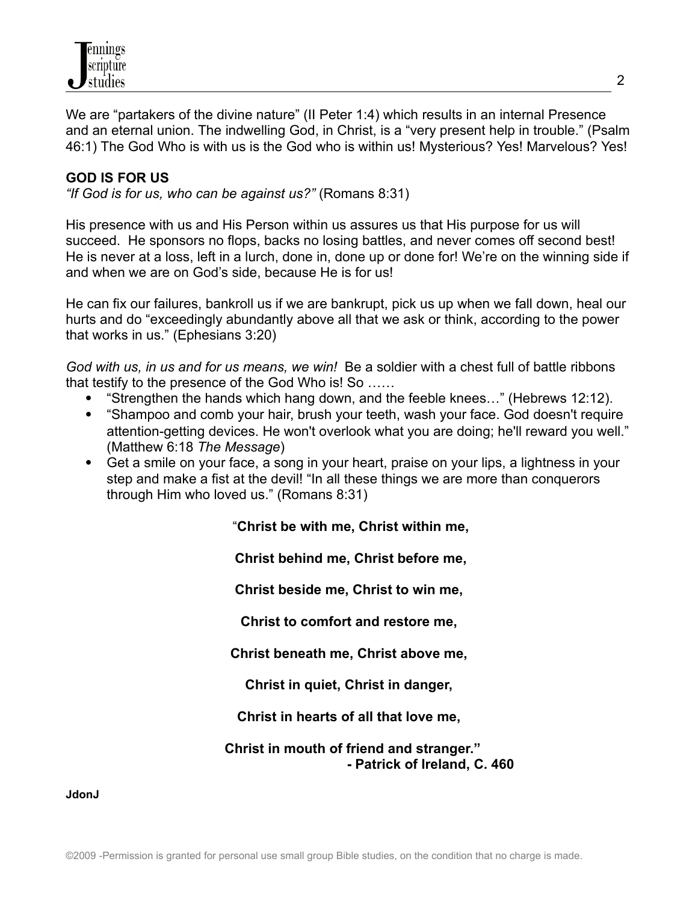We are "partakers of the divine nature" (II Peter 1:4) which results in an internal Presence and an eternal union. The indwelling God, in Christ, is a "very present help in trouble." (Psalm 46:1) The God Who is with us is the God who is within us! Mysterious? Yes! Marvelous? Yes!

**GOD IS FOR US**

*"If God is for us, who can be against us?"* (Romans 8:31)

His presence with us and His Person within us assures us that His purpose for us will succeed. He sponsors no flops, backs no losing battles, and never comes off second best! He is never at a loss, left in a lurch, done in, done up or done for! We're on the winning side if and when we are on God's side, because He is for us!

He can fix our failures, bankroll us if we are bankrupt, pick us up when we fall down, heal our hurts and do "exceedingly abundantly above all that we ask or think, according to the power that works in us." (Ephesians 3:20)

*God with us, in us and for us means, we win!* Be a soldier with a chest full of battle ribbons that testify to the presence of the God Who is! So ……

- "Strengthen the hands which hang down, and the feeble knees…" (Hebrews 12:12).
- "Shampoo and comb your hair, brush your teeth, wash your face. God doesn't require attention-getting devices. He won't overlook what you are doing; he'll reward you well." (Matthew 6:18 *The Message*)
- Get a smile on your face, a song in your heart, praise on your lips, a lightness in your step and make a fist at the devil! "In all these things we are more than conquerors through Him who loved us." (Romans 8:31)

"**Christ be with me, Christ within me,**

**Christ behind me, Christ before me,**

**Christ beside me, Christ to win me,**

**Christ to comfort and restore me,**

**Christ beneath me, Christ above me,**

**Christ in quiet, Christ in danger,**

**Christ in hearts of all that love me,**

**Christ in mouth of friend and stranger."**
**- Patrick of Ireland, C. 460**

**JdonJ**

©2009 -Permission is granted for personal use small group Bible studies, on the condition that no charge is made.